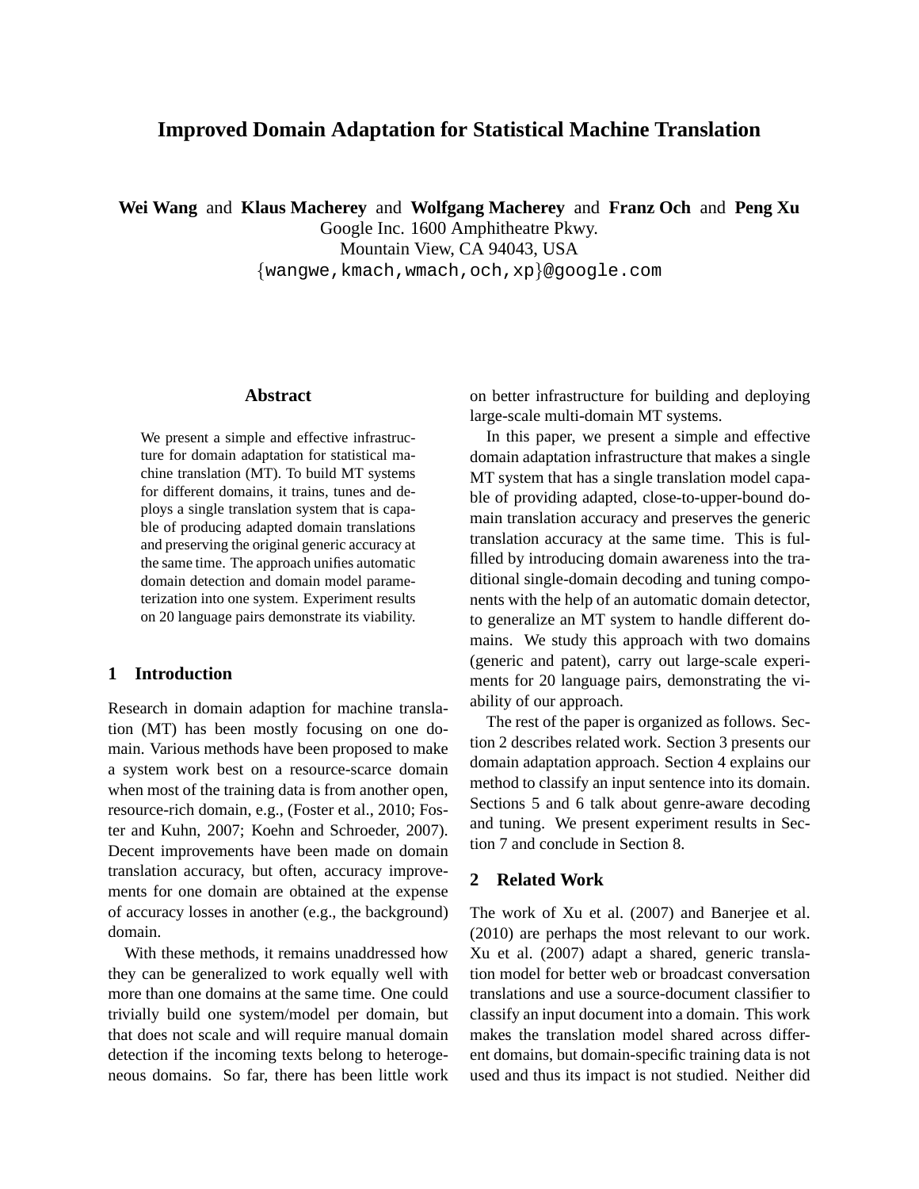# Improved Domain Adaptation for Statistical Machine Translation

**Wei Wang** and **Klaus Macherey** and **Wolfgang Macherey** and **Franz Och** and **Peng Xu**
Google Inc. 1600 Amphitheatre Pkwy.
Mountain View, CA 94043, USA
{wangwe,kmach,wmach,och,xp}@google.com

### Abstract

We present a simple and effective infrastructure for domain adaptation for statistical machine translation (MT). To build MT systems for different domains, it trains, tunes and deploys a single translation system that is capable of producing adapted domain translations and preserving the original generic accuracy at the same time. The approach unifies automatic domain detection and domain model parameterization into one system. Experiment results on 20 language pairs demonstrate its viability.

## 1 Introduction

Research in domain adaption for machine translation (MT) has been mostly focusing on one domain. Various methods have been proposed to make a system work best on a resource-scarce domain when most of the training data is from another open, resource-rich domain, e.g., (Foster et al., 2010; Foster and Kuhn, 2007; Koehn and Schroeder, 2007). Decent improvements have been made on domain translation accuracy, but often, accuracy improvements for one domain are obtained at the expense of accuracy losses in another (e.g., the background) domain.

With these methods, it remains unaddressed how they can be generalized to work equally well with more than one domains at the same time. One could trivially build one system/model per domain, but that does not scale and will require manual domain detection if the incoming texts belong to heterogeneous domains. So far, there has been little work on better infrastructure for building and deploying large-scale multi-domain MT systems.

In this paper, we present a simple and effective domain adaptation infrastructure that makes a single MT system that has a single translation model capable of providing adapted, close-to-upper-bound domain translation accuracy and preserves the generic translation accuracy at the same time. This is fulfilled by introducing domain awareness into the traditional single-domain decoding and tuning components with the help of an automatic domain detector, to generalize an MT system to handle different domains. We study this approach with two domains (generic and patent), carry out large-scale experiments for 20 language pairs, demonstrating the viability of our approach.

The rest of the paper is organized as follows. Section 2 describes related work. Section 3 presents our domain adaptation approach. Section 4 explains our method to classify an input sentence into its domain. Sections 5 and 6 talk about genre-aware decoding and tuning. We present experiment results in Section 7 and conclude in Section 8.

## 2 Related Work

The work of Xu et al. (2007) and Banerjee et al. (2010) are perhaps the most relevant to our work. Xu et al. (2007) adapt a shared, generic translation model for better web or broadcast conversation translations and use a source-document classifier to classify an input document into a domain. This work makes the translation model shared across different domains, but domain-specific training data is not used and thus its impact is not studied. Neither did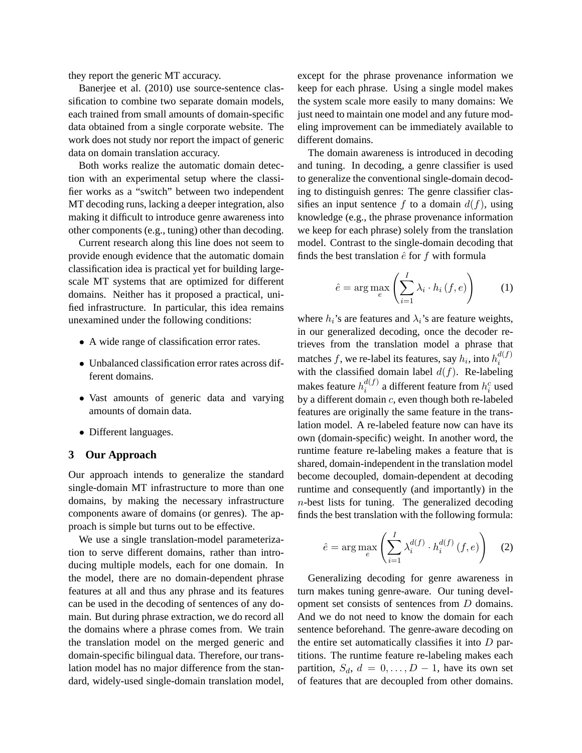they report the generic MT accuracy.

Banerjee et al. (2010) use source-sentence classification to combine two separate domain models, each trained from small amounts of domain-specific data obtained from a single corporate website. The work does not study nor report the impact of generic data on domain translation accuracy.

Both works realize the automatic domain detection with an experimental setup where the classifier works as a "switch" between two independent MT decoding runs, lacking a deeper integration, also making it difficult to introduce genre awareness into other components (e.g., tuning) other than decoding.

Current research along this line does not seem to provide enough evidence that the automatic domain classification idea is practical yet for building large-scale MT systems that are optimized for different domains. Neither has it proposed a practical, unified infrastructure. In particular, this idea remains unexamined under the following conditions:

- A wide range of classification error rates.
- Unbalanced classification error rates across different domains.
- Vast amounts of generic data and varying amounts of domain data.
- Different languages.

## 3 Our Approach

Our approach intends to generalize the standard single-domain MT infrastructure to more than one domains, by making the necessary infrastructure components aware of domains (or genres). The approach is simple but turns out to be effective.

We use a single translation-model parameterization to serve different domains, rather than introducing multiple models, each for one domain. In the model, there are no domain-dependent phrase features at all and thus any phrase and its features can be used in the decoding of sentences of any domain. But during phrase extraction, we do record all the domains where a phrase comes from. We train the translation model on the merged generic and domain-specific bilingual data. Therefore, our translation model has no major difference from the standard, widely-used single-domain translation model, except for the phrase provenance information we keep for each phrase. Using a single model makes the system scale more easily to many domains: We just need to maintain one model and any future modeling improvement can be immediately available to different domains.

The domain awareness is introduced in decoding and tuning. In decoding, a genre classifier is used to generalize the conventional single-domain decoding to distinguish genres: The genre classifier classifies an input sentence $f$ to a domain $d(f)$, using knowledge (e.g., the phrase provenance information we keep for each phrase) solely from the translation model. Contrast to the single-domain decoding that finds the best translation $\hat{e}$ for $f$ with formula

$$\hat{e} = \arg\max_{e} \left( \sum_{i=1}^{I} \lambda_i \cdot h_i \left(f, e\right) \right) \quad (1)$$

where $h_i$'s are features and $\lambda_i$'s are feature weights, in our generalized decoding, once the decoder retrieves from the translation model a phrase that matches $f$, we re-label its features, say $h_i$, into $h_i^{d(f)}$ with the classified domain label $d(f)$. Re-labeling makes feature $h_i^{d(f)}$ a different feature from $h_i^c$ used by a different domain $c$, even though both re-labeled features are originally the same feature in the translation model. A re-labeled feature now can have its own (domain-specific) weight. In another word, the runtime feature re-labeling makes a feature that is shared, domain-independent in the translation model become decoupled, domain-dependent at decoding runtime and consequently (and importantly) in the $n$-best lists for tuning. The generalized decoding finds the best translation with the following formula:

$$\hat{e} = \arg\max_{e} \left( \sum_{i=1}^{I} \lambda_i^{d(f)} \cdot h_i^{d(f)} \left(f, e\right) \right) \quad (2)$$

Generalizing decoding for genre awareness in turn makes tuning genre-aware. Our tuning development set consists of sentences from $D$ domains. And we do not need to know the domain for each sentence beforehand. The genre-aware decoding on the entire set automatically classifies it into $D$ partitions. The runtime feature re-labeling makes each partition, $S_d$, $d = 0, \ldots, D-1$, have its own set of features that are decoupled from other domains.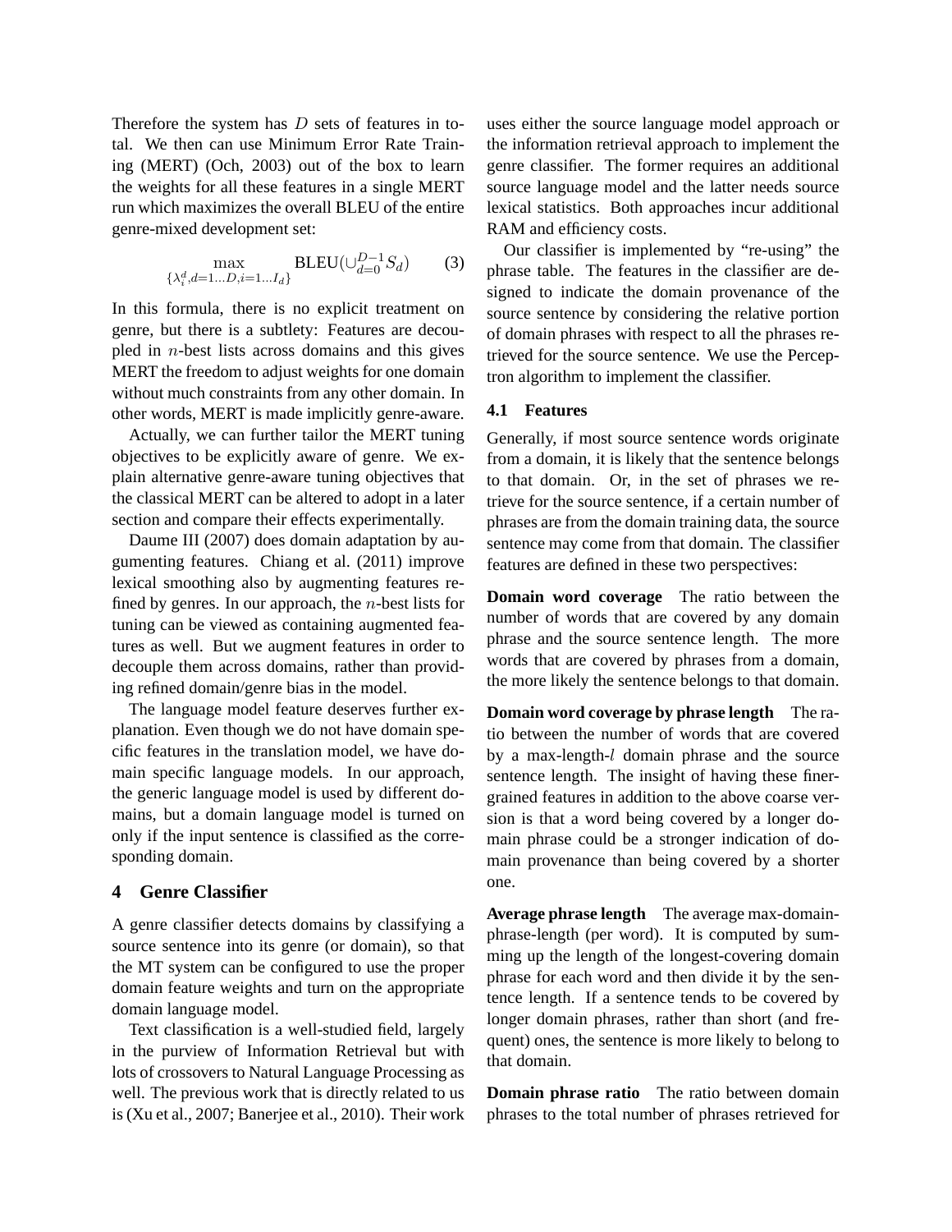Therefore the system has $D$ sets of features in total. We then can use Minimum Error Rate Training (MERT) (Och, 2003) out of the box to learn the weights for all these features in a single MERT run which maximizes the overall BLEU of the entire genre-mixed development set:

$$\max_{\{\lambda_i^d, d=1...D, i=1...I_d\}} \text{BLEU}(\cup_{d=0}^{D-1} S_d) \qquad (3)$$

In this formula, there is no explicit treatment on genre, but there is a subtlety: Features are decoupled in $n$-best lists across domains and this gives MERT the freedom to adjust weights for one domain without much constraints from any other domain. In other words, MERT is made implicitly genre-aware.

Actually, we can further tailor the MERT tuning objectives to be explicitly aware of genre. We explain alternative genre-aware tuning objectives that the classical MERT can be altered to adopt in a later section and compare their effects experimentally.

Daume III (2007) does domain adaptation by augmenting features. Chiang et al. (2011) improve lexical smoothing also by augmenting features refined by genres. In our approach, the $n$-best lists for tuning can be viewed as containing augmented features as well. But we augment features in order to decouple them across domains, rather than providing refined domain/genre bias in the model.

The language model feature deserves further explanation. Even though we do not have domain specific features in the translation model, we have domain specific language models. In our approach, the generic language model is used by different domains, but a domain language model is turned on only if the input sentence is classified as the corresponding domain.

## 4 Genre Classifier

A genre classifier detects domains by classifying a source sentence into its genre (or domain), so that the MT system can be configured to use the proper domain feature weights and turn on the appropriate domain language model.

Text classification is a well-studied field, largely in the purview of Information Retrieval but with lots of crossovers to Natural Language Processing as well. The previous work that is directly related to us is (Xu et al., 2007; Banerjee et al., 2010). Their work uses either the source language model approach or the information retrieval approach to implement the genre classifier. The former requires an additional source language model and the latter needs source lexical statistics. Both approaches incur additional RAM and efficiency costs.

Our classifier is implemented by "re-using" the phrase table. The features in the classifier are designed to indicate the domain provenance of the source sentence by considering the relative portion of domain phrases with respect to all the phrases retrieved for the source sentence. We use the Perceptron algorithm to implement the classifier.

### 4.1 Features

Generally, if most source sentence words originate from a domain, it is likely that the sentence belongs to that domain. Or, in the set of phrases we retrieve for the source sentence, if a certain number of phrases are from the domain training data, the source sentence may come from that domain. The classifier features are defined in these two perspectives:

**Domain word coverage** The ratio between the number of words that are covered by any domain phrase and the source sentence length. The more words that are covered by phrases from a domain, the more likely the sentence belongs to that domain.

**Domain word coverage by phrase length** The ratio between the number of words that are covered by a max-length-$l$ domain phrase and the source sentence length. The insight of having these finer-grained features in addition to the above coarse version is that a word being covered by a longer domain phrase could be a stronger indication of domain provenance than being covered by a shorter one.

**Average phrase length** The average max-domain-phrase-length (per word). It is computed by summing up the length of the longest-covering domain phrase for each word and then divide it by the sentence length. If a sentence tends to be covered by longer domain phrases, rather than short (and frequent) ones, the sentence is more likely to belong to that domain.

**Domain phrase ratio** The ratio between domain phrases to the total number of phrases retrieved for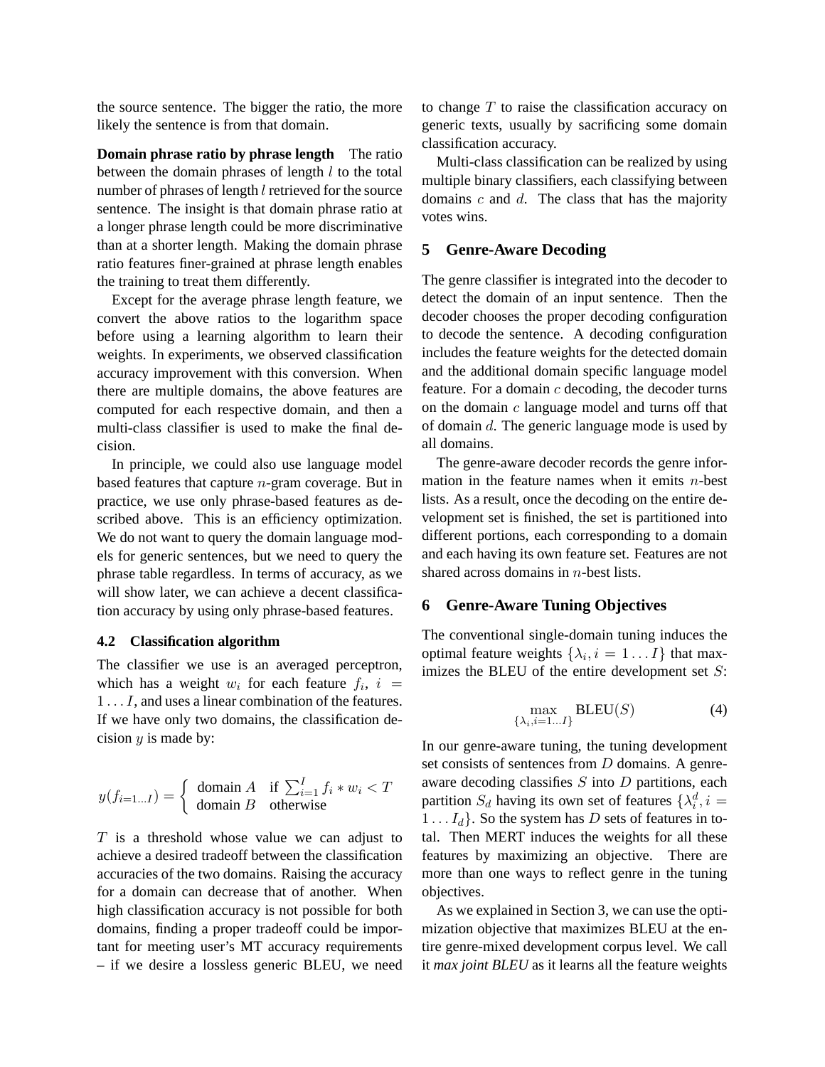the source sentence. The bigger the ratio, the more likely the sentence is from that domain.

**Domain phrase ratio by phrase length** The ratio between the domain phrases of length $l$ to the total number of phrases of length $l$ retrieved for the source sentence. The insight is that domain phrase ratio at a longer phrase length could be more discriminative than at a shorter length. Making the domain phrase ratio features finer-grained at phrase length enables the training to treat them differently.

Except for the average phrase length feature, we convert the above ratios to the logarithm space before using a learning algorithm to learn their weights. In experiments, we observed classification accuracy improvement with this conversion. When there are multiple domains, the above features are computed for each respective domain, and then a multi-class classifier is used to make the final decision.

In principle, we could also use language model based features that capture $n$-gram coverage. But in practice, we use only phrase-based features as described above. This is an efficiency optimization. We do not want to query the domain language models for generic sentences, but we need to query the phrase table regardless. In terms of accuracy, as we will show later, we can achieve a decent classification accuracy by using only phrase-based features.

### 4.2 Classification algorithm

The classifier we use is an averaged perceptron, which has a weight $w_i$ for each feature $f_i$, $i = 1 \ldots I$, and uses a linear combination of the features. If we have only two domains, the classification decision $y$ is made by:

$$y(f_{i=1 \ldots I}) = \begin{cases} \text{domain } A & \text{if } \sum_{i=1}^{I} f_i * w_i < T \\ \text{domain } B & \text{otherwise} \end{cases}$$

$T$ is a threshold whose value we can adjust to achieve a desired tradeoff between the classification accuracies of the two domains. Raising the accuracy for a domain can decrease that of another. When high classification accuracy is not possible for both domains, finding a proper tradeoff could be important for meeting user's MT accuracy requirements – if we desire a lossless generic BLEU, we need to change $T$ to raise the classification accuracy on generic texts, usually by sacrificing some domain classification accuracy.

Multi-class classification can be realized by using multiple binary classifiers, each classifying between domains $c$ and $d$. The class that has the majority votes wins.

## 5 Genre-Aware Decoding

The genre classifier is integrated into the decoder to detect the domain of an input sentence. Then the decoder chooses the proper decoding configuration to decode the sentence. A decoding configuration includes the feature weights for the detected domain and the additional domain specific language model feature. For a domain $c$ decoding, the decoder turns on the domain $c$ language model and turns off that of domain $d$. The generic language mode is used by all domains.

The genre-aware decoder records the genre information in the feature names when it emits $n$-best lists. As a result, once the decoding on the entire development set is finished, the set is partitioned into different portions, each corresponding to a domain and each having its own feature set. Features are not shared across domains in $n$-best lists.

## 6 Genre-Aware Tuning Objectives

The conventional single-domain tuning induces the optimal feature weights $\{\lambda_i, i = 1 \ldots I\}$ that maximizes the BLEU of the entire development set $S$:

$$\max_{\{\lambda_i, i=1 \ldots I\}} \text{BLEU}(S) \tag{4}$$

In our genre-aware tuning, the tuning development set consists of sentences from $D$ domains. A genre-aware decoding classifies $S$ into $D$ partitions, each partition $S_d$ having its own set of features $\{\lambda_i^d, i = 1 \ldots I_d\}$. So the system has $D$ sets of features in total. Then MERT induces the weights for all these features by maximizing an objective. There are more than one ways to reflect genre in the tuning objectives.

As we explained in Section 3, we can use the optimization objective that maximizes BLEU at the entire genre-mixed development corpus level. We call it *max joint BLEU* as it learns all the feature weights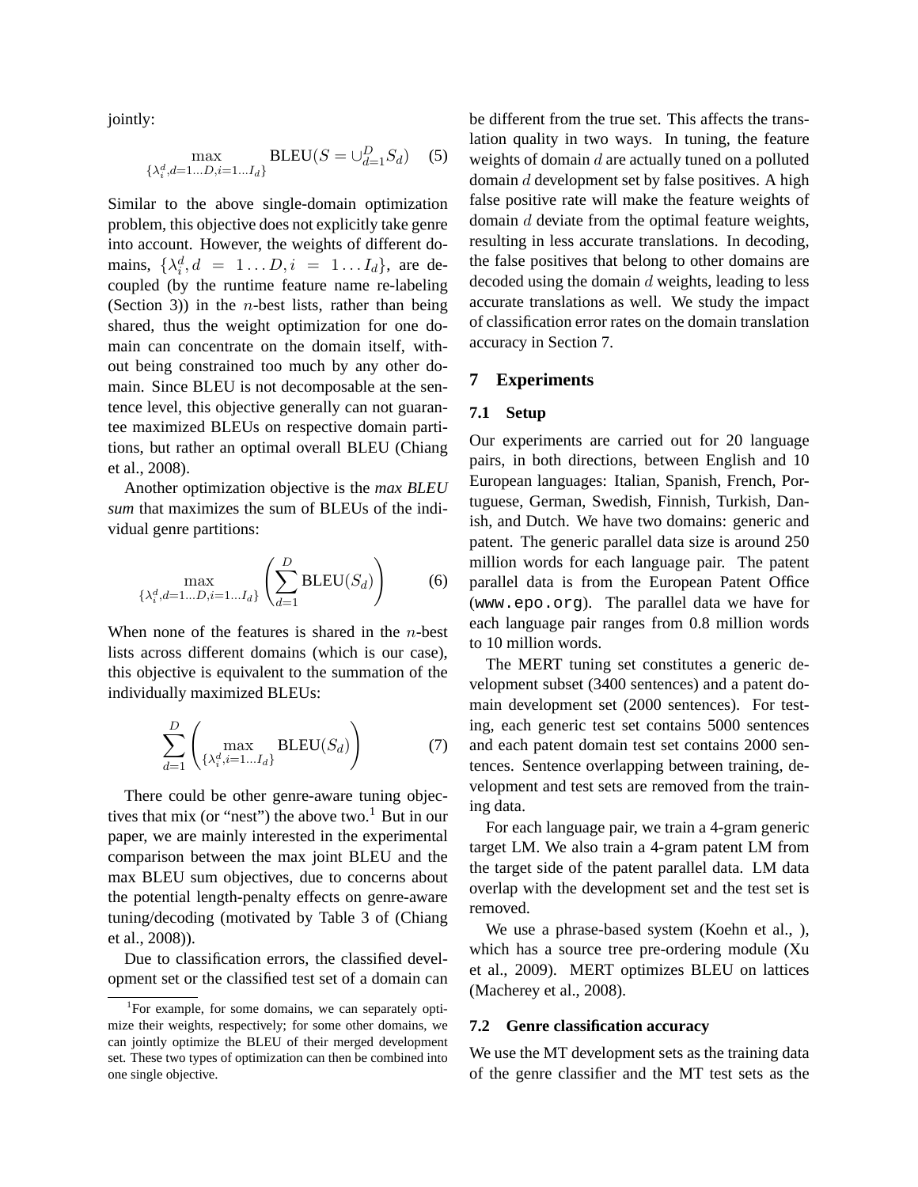jointly:

$$\max_{\{\lambda_i^d, d=1\ldots D, i=1\ldots I_d\}} \text{BLEU}(S = \cup_{d=1}^{D} S_d) \quad (5)$$

Similar to the above single-domain optimization problem, this objective does not explicitly take genre into account. However, the weights of different domains, $\{\lambda_i^d, d = 1 \ldots D, i = 1 \ldots I_d\}$, are decoupled (by the runtime feature name re-labeling (Section 3)) in the $n$-best lists, rather than being shared, thus the weight optimization for one domain can concentrate on the domain itself, without being constrained too much by any other domain. Since BLEU is not decomposable at the sentence level, this objective generally can not guarantee maximized BLEUs on respective domain partitions, but rather an optimal overall BLEU (Chiang et al., 2008).

Another optimization objective is the *max BLEU sum* that maximizes the sum of BLEUs of the individual genre partitions:

$$\max_{\{\lambda_i^d, d=1\ldots D, i=1\ldots I_d\}} \left( \sum_{d=1}^{D} \text{BLEU}(S_d) \right) \quad (6)$$

When none of the features is shared in the $n$-best lists across different domains (which is our case), this objective is equivalent to the summation of the individually maximized BLEUs:

$$\sum_{d=1}^{D} \left( \max_{\{\lambda_i^d, i=1\ldots I_d\}} \text{BLEU}(S_d) \right) \quad (7)$$

There could be other genre-aware tuning objectives that mix (or "nest") the above two.[1] But in our paper, we are mainly interested in the experimental comparison between the max joint BLEU and the max BLEU sum objectives, due to concerns about the potential length-penalty effects on genre-aware tuning/decoding (motivated by Table 3 of (Chiang et al., 2008)).

Due to classification errors, the classified development set or the classified test set of a domain can be different from the true set. This affects the translation quality in two ways. In tuning, the feature weights of domain $d$ are actually tuned on a polluted domain $d$ development set by false positives. A high false positive rate will make the feature weights of domain $d$ deviate from the optimal feature weights, resulting in less accurate translations. In decoding, the false positives that belong to other domains are decoded using the domain $d$ weights, leading to less accurate translations as well. We study the impact of classification error rates on the domain translation accuracy in Section 7.

[1] For example, for some domains, we can separately optimize their weights, respectively; for some other domains, we can jointly optimize the BLEU of their merged development set. These two types of optimization can then be combined into one single objective.

## 7 Experiments

### 7.1 Setup

Our experiments are carried out for 20 language pairs, in both directions, between English and 10 European languages: Italian, Spanish, French, Portuguese, German, Swedish, Finnish, Turkish, Danish, and Dutch. We have two domains: generic and patent. The generic parallel data size is around 250 million words for each language pair. The patent parallel data is from the European Patent Office (www.epo.org). The parallel data we have for each language pair ranges from 0.8 million words to 10 million words.

The MERT tuning set constitutes a generic development subset (3400 sentences) and a patent domain development set (2000 sentences). For testing, each generic test set contains 5000 sentences and each patent domain test set contains 2000 sentences. Sentence overlapping between training, development and test sets are removed from the training data.

For each language pair, we train a 4-gram generic target LM. We also train a 4-gram patent LM from the target side of the patent parallel data. LM data overlap with the development set and the test set is removed.

We use a phrase-based system (Koehn et al., ), which has a source tree pre-ordering module (Xu et al., 2009). MERT optimizes BLEU on lattices (Macherey et al., 2008).

### 7.2 Genre classification accuracy

We use the MT development sets as the training data of the genre classifier and the MT test sets as the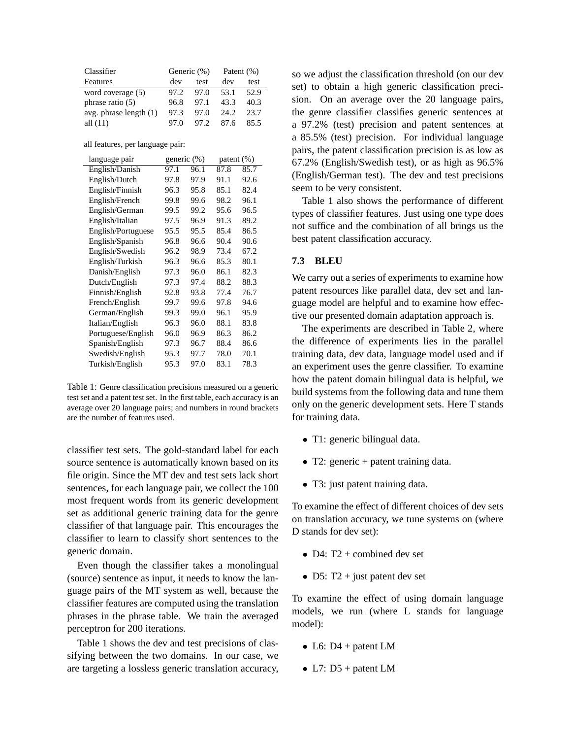| Classifier Features | Generic (%) | | Patent (%) | |
|---|---|---|---|---|
| | dev | test | dev | test |
| word coverage (5) | 97.2 | 97.0 | 53.1 | 52.9 |
| phrase ratio (5) | 96.8 | 97.1 | 43.3 | 40.3 |
| avg. phrase length (1) | 97.3 | 97.0 | 24.2 | 23.7 |
| all (11) | 97.0 | 97.2 | 87.6 | 85.5 |

all features, per language pair:

| language pair | generic (%) | | patent (%) | |
|---|---|---|---|---|
| English/Danish | 97.1 | 96.1 | 87.8 | 85.7 |
| English/Dutch | 97.8 | 97.9 | 91.1 | 92.6 |
| English/Finnish | 96.3 | 95.8 | 85.1 | 82.4 |
| English/French | 99.8 | 99.6 | 98.2 | 96.1 |
| English/German | 99.5 | 99.2 | 95.6 | 96.5 |
| English/Italian | 97.5 | 96.9 | 91.3 | 89.2 |
| English/Portuguese | 95.5 | 95.5 | 85.4 | 86.5 |
| English/Spanish | 96.8 | 96.6 | 90.4 | 90.6 |
| English/Swedish | 96.2 | 98.9 | 73.4 | 67.2 |
| English/Turkish | 96.3 | 96.6 | 85.3 | 80.1 |
| Danish/English | 97.3 | 96.0 | 86.1 | 82.3 |
| Dutch/English | 97.3 | 97.4 | 88.2 | 88.3 |
| Finnish/English | 92.8 | 93.8 | 77.4 | 76.7 |
| French/English | 99.7 | 99.6 | 97.8 | 94.6 |
| German/English | 99.3 | 99.0 | 96.1 | 95.9 |
| Italian/English | 96.3 | 96.0 | 88.1 | 83.8 |
| Portuguese/English | 96.0 | 96.9 | 86.3 | 86.2 |
| Spanish/English | 97.3 | 96.7 | 88.4 | 86.6 |
| Swedish/English | 95.3 | 97.7 | 78.0 | 70.1 |
| Turkish/English | 95.3 | 97.0 | 83.1 | 78.3 |

Table 1: Genre classification precisions measured on a generic test set and a patent test set. In the first table, each accuracy is an average over 20 language pairs; and numbers in round brackets are the number of features used.

classifier test sets. The gold-standard label for each source sentence is automatically known based on its file origin. Since the MT dev and test sets lack short sentences, for each language pair, we collect the 100 most frequent words from its generic development set as additional generic training data for the genre classifier of that language pair. This encourages the classifier to learn to classify short sentences to the generic domain.

Even though the classifier takes a monolingual (source) sentence as input, it needs to know the language pairs of the MT system as well, because the classifier features are computed using the translation phrases in the phrase table. We train the averaged perceptron for 200 iterations.

Table 1 shows the dev and test precisions of classifying between the two domains. In our case, we are targeting a lossless generic translation accuracy, so we adjust the classification threshold (on our dev set) to obtain a high generic classification precision. On an average over the 20 language pairs, the genre classifier classifies generic sentences at a 97.2% (test) precision and patent sentences at a 85.5% (test) precision. For individual language pairs, the patent classification precision is as low as 67.2% (English/Swedish test), or as high as 96.5% (English/German test). The dev and test precisions seem to be very consistent.

Table 1 also shows the performance of different types of classifier features. Just using one type does not suffice and the combination of all brings us the best patent classification accuracy.

### 7.3 BLEU

We carry out a series of experiments to examine how patent resources like parallel data, dev set and language model are helpful and to examine how effective our presented domain adaptation approach is.

The experiments are described in Table 2, where the difference of experiments lies in the parallel training data, dev data, language model used and if an experiment uses the genre classifier. To examine how the patent domain bilingual data is helpful, we build systems from the following data and tune them only on the generic development sets. Here T stands for training data.

- T1: generic bilingual data.
- T2: generic + patent training data.
- T3: just patent training data.

To examine the effect of different choices of dev sets on translation accuracy, we tune systems on (where D stands for dev set):

- D4: T2 + combined dev set
- D5: T2 + just patent dev set

To examine the effect of using domain language models, we run (where L stands for language model):

- L6: D4 + patent LM
- L7: D5 + patent LM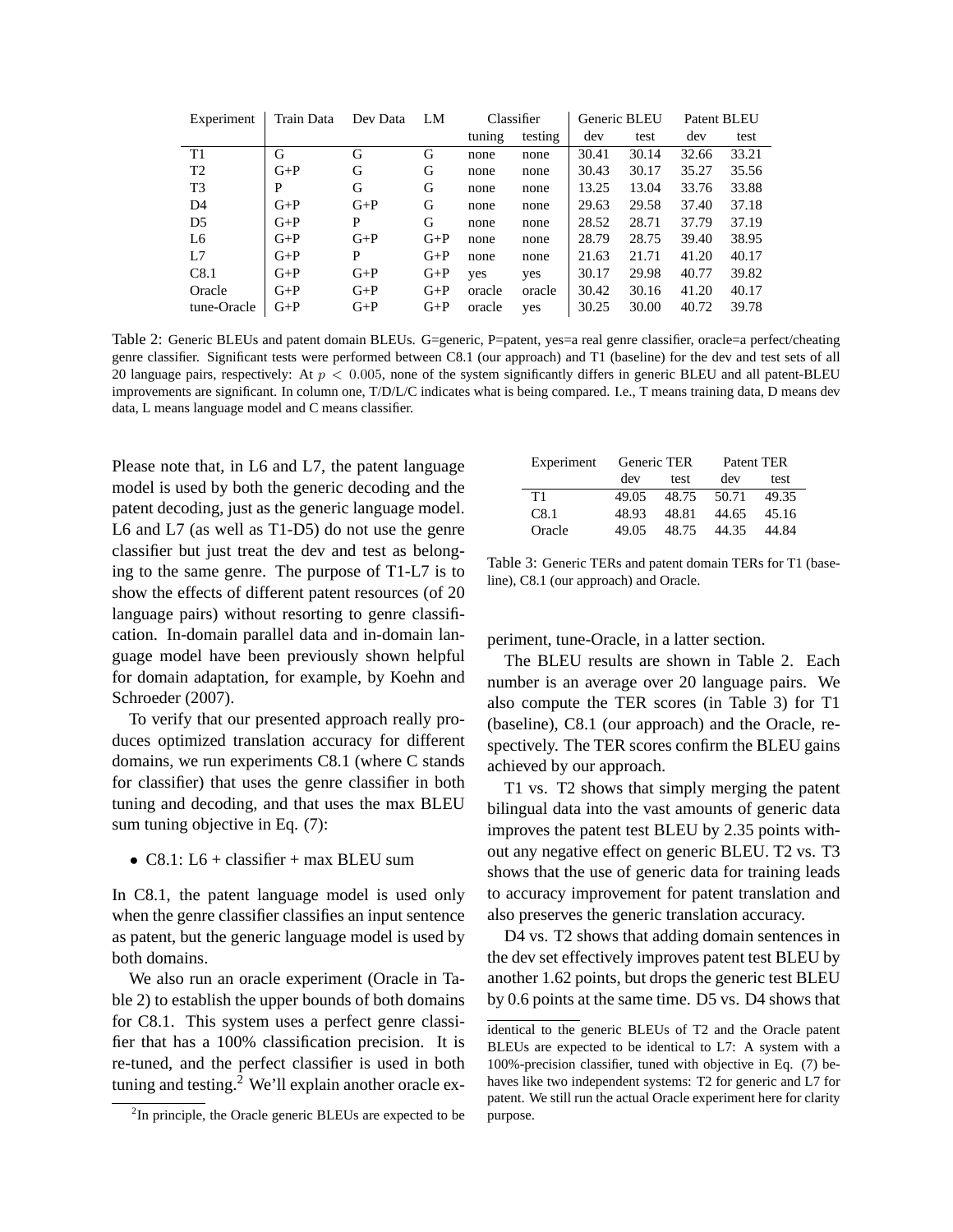| Experiment | Train Data | Dev Data | LM | Classifier | | Generic BLEU | | Patent BLEU | |
|---|---|---|---|---|---|---|---|---|---|
| | | | | tuning | testing | dev | test | dev | test |
| T1 | G | G | G | none | none | 30.41 | 30.14 | 32.66 | 33.21 |
| T2 | G+P | G | G | none | none | 30.43 | 30.17 | 35.27 | 35.56 |
| T3 | P | G | G | none | none | 13.25 | 13.04 | 33.76 | 33.88 |
| D4 | G+P | G+P | G | none | none | 29.63 | 29.58 | 37.40 | 37.18 |
| D5 | G+P | P | G | none | none | 28.52 | 28.71 | 37.79 | 37.19 |
| L6 | G+P | G+P | G+P | none | none | 28.79 | 28.75 | 39.40 | 38.95 |
| L7 | G+P | P | G+P | none | none | 21.63 | 21.71 | 41.20 | 40.17 |
| C8.1 | G+P | G+P | G+P | yes | yes | 30.17 | 29.98 | 40.77 | 39.82 |
| Oracle | G+P | G+P | G+P | oracle | oracle | 30.42 | 30.16 | 41.20 | 40.17 |
| tune-Oracle | G+P | G+P | G+P | oracle | yes | 30.25 | 30.00 | 40.72 | 39.78 |

Table 2: Generic BLEUs and patent domain BLEUs. G=generic, P=patent, yes=a real genre classifier, oracle=a perfect/cheating genre classifier. Significant tests were performed between C8.1 (our approach) and T1 (baseline) for the dev and test sets of all 20 language pairs, respectively: At $p < 0.005$, none of the system significantly differs in generic BLEU and all patent-BLEU improvements are significant. In column one, T/D/L/C indicates what is being compared. I.e., T means training data, D means dev data, L means language model and C means classifier.

Please note that, in L6 and L7, the patent language model is used by both the generic decoding and the patent decoding, just as the generic language model. L6 and L7 (as well as T1-D5) do not use the genre classifier but just treat the dev and test as belonging to the same genre. The purpose of T1-L7 is to show the effects of different patent resources (of 20 language pairs) without resorting to genre classification. In-domain parallel data and in-domain language model have been previously shown helpful for domain adaptation, for example, by Koehn and Schroeder (2007).

To verify that our presented approach really produces optimized translation accuracy for different domains, we run experiments C8.1 (where C stands for classifier) that uses the genre classifier in both tuning and decoding, and that uses the max BLEU sum tuning objective in Eq. (7):

- C8.1: L6 + classifier + max BLEU sum

In C8.1, the patent language model is used only when the genre classifier classifies an input sentence as patent, but the generic language model is used by both domains.

We also run an oracle experiment (Oracle in Table 2) to establish the upper bounds of both domains for C8.1. This system uses a perfect genre classifier that has a 100% classification precision. It is re-tuned, and the perfect classifier is used in both tuning and testing.[2] We'll explain another oracle experiment, tune-Oracle, in a latter section.

| Experiment | Generic TER | | Patent TER | |
|---|---|---|---|---|
| | dev | test | dev | test |
| T1 | 49.05 | 48.75 | 50.71 | 49.35 |
| C8.1 | 48.93 | 48.81 | 44.65 | 45.16 |
| Oracle | 49.05 | 48.75 | 44.35 | 44.84 |

Table 3: Generic TERs and patent domain TERs for T1 (baseline), C8.1 (our approach) and Oracle.

The BLEU results are shown in Table 2. Each number is an average over 20 language pairs. We also compute the TER scores (in Table 3) for T1 (baseline), C8.1 (our approach) and the Oracle, respectively. The TER scores confirm the BLEU gains achieved by our approach.

T1 vs. T2 shows that simply merging the patent bilingual data into the vast amounts of generic data improves the patent test BLEU by 2.35 points without any negative effect on generic BLEU. T2 vs. T3 shows that the use of generic data for training leads to accuracy improvement for patent translation and also preserves the generic translation accuracy.

D4 vs. T2 shows that adding domain sentences in the dev set effectively improves patent test BLEU by another 1.62 points, but drops the generic test BLEU by 0.6 points at the same time. D5 vs. D4 shows that

[2]In principle, the Oracle generic BLEUs are expected to be identical to the generic BLEUs of T2 and the Oracle patent BLEUs are expected to be identical to L7: A system with a 100%-precision classifier, tuned with objective in Eq. (7) behaves like two independent systems: T2 for generic and L7 for patent. We still run the actual Oracle experiment here for clarity purpose.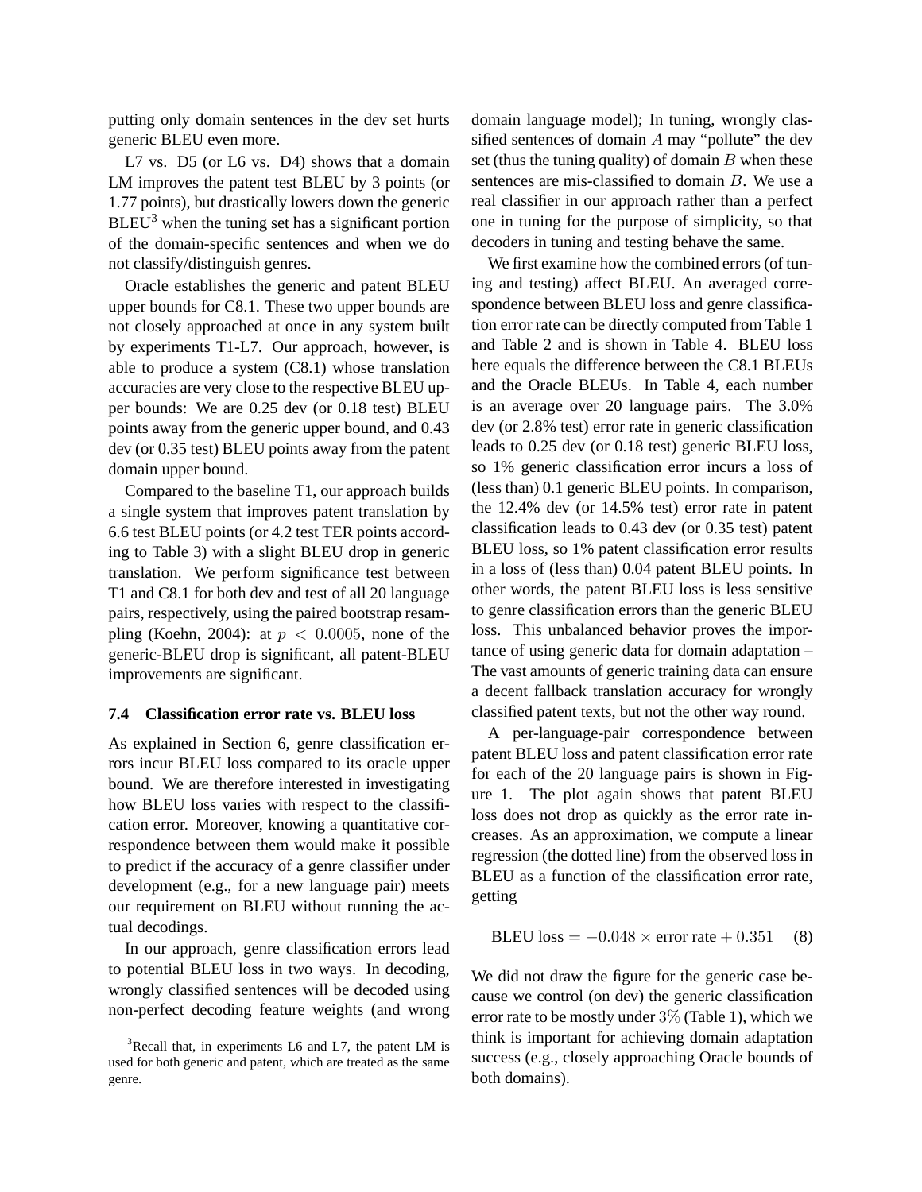putting only domain sentences in the dev set hurts generic BLEU even more.

L7 vs. D5 (or L6 vs. D4) shows that a domain LM improves the patent test BLEU by 3 points (or 1.77 points), but drastically lowers down the generic BLEU[3] when the tuning set has a significant portion of the domain-specific sentences and when we do not classify/distinguish genres.

Oracle establishes the generic and patent BLEU upper bounds for C8.1. These two upper bounds are not closely approached at once in any system built by experiments T1-L7. Our approach, however, is able to produce a system (C8.1) whose translation accuracies are very close to the respective BLEU upper bounds: We are 0.25 dev (or 0.18 test) BLEU points away from the generic upper bound, and 0.43 dev (or 0.35 test) BLEU points away from the patent domain upper bound.

Compared to the baseline T1, our approach builds a single system that improves patent translation by 6.6 test BLEU points (or 4.2 test TER points according to Table 3) with a slight BLEU drop in generic translation. We perform significance test between T1 and C8.1 for both dev and test of all 20 language pairs, respectively, using the paired bootstrap resampling (Koehn, 2004): at $p < 0.0005$, none of the generic-BLEU drop is significant, all patent-BLEU improvements are significant.

### 7.4 Classification error rate vs. BLEU loss

As explained in Section 6, genre classification errors incur BLEU loss compared to its oracle upper bound. We are therefore interested in investigating how BLEU loss varies with respect to the classification error. Moreover, knowing a quantitative correspondence between them would make it possible to predict if the accuracy of a genre classifier under development (e.g., for a new language pair) meets our requirement on BLEU without running the actual decodings.

In our approach, genre classification errors lead to potential BLEU loss in two ways. In decoding, wrongly classified sentences will be decoded using non-perfect decoding feature weights (and wrong domain language model); In tuning, wrongly classified sentences of domain $A$ may "pollute" the dev set (thus the tuning quality) of domain $B$ when these sentences are mis-classified to domain $B$. We use a real classifier in our approach rather than a perfect one in tuning for the purpose of simplicity, so that decoders in tuning and testing behave the same.

We first examine how the combined errors (of tuning and testing) affect BLEU. An averaged correspondence between BLEU loss and genre classification error rate can be directly computed from Table 1 and Table 2 and is shown in Table 4. BLEU loss here equals the difference between the C8.1 BLEUs and the Oracle BLEUs. In Table 4, each number is an average over 20 language pairs. The 3.0% dev (or 2.8% test) error rate in generic classification leads to 0.25 dev (or 0.18 test) generic BLEU loss, so 1% generic classification error incurs a loss of (less than) 0.1 generic BLEU points. In comparison, the 12.4% dev (or 14.5% test) error rate in patent classification leads to 0.43 dev (or 0.35 test) patent BLEU loss, so 1% patent classification error results in a loss of (less than) 0.04 patent BLEU points. In other words, the patent BLEU loss is less sensitive to genre classification errors than the generic BLEU loss. This unbalanced behavior proves the importance of using generic data for domain adaptation – The vast amounts of generic training data can ensure a decent fallback translation accuracy for wrongly classified patent texts, but not the other way round.

A per-language-pair correspondence between patent BLEU loss and patent classification error rate for each of the 20 language pairs is shown in Figure 1. The plot again shows that patent BLEU loss does not drop as quickly as the error rate increases. As an approximation, we compute a linear regression (the dotted line) from the observed loss in BLEU as a function of the classification error rate, getting

$$\text{BLEU loss} = -0.048 \times \text{error rate} + 0.351 \quad (8)$$

We did not draw the figure for the generic case because we control (on dev) the generic classification error rate to be mostly under $3\%$ (Table 1), which we think is important for achieving domain adaptation success (e.g., closely approaching Oracle bounds of both domains).

[3] Recall that, in experiments L6 and L7, the patent LM is used for both generic and patent, which are treated as the same genre.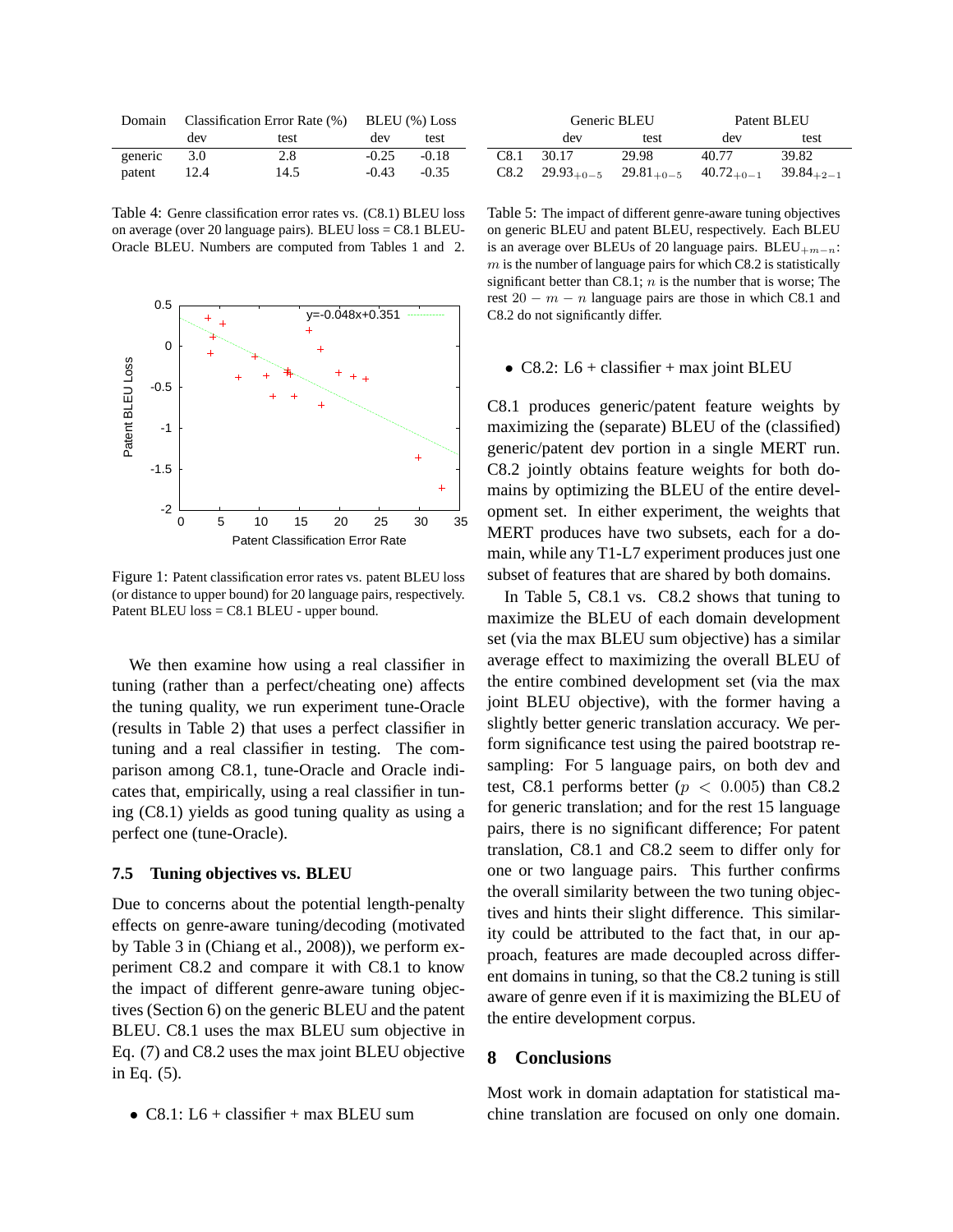| Domain | Classification Error Rate (%) | | BLEU (%) Loss | |
|---|---|---|---|---|
| | dev | test | dev | test |
| generic | 3.0 | 2.8 | -0.25 | -0.18 |
| patent | 12.4 | 14.5 | -0.43 | -0.35 |

Table 4: Genre classification error rates vs. (C8.1) BLEU loss on average (over 20 language pairs). BLEU loss = C8.1 BLEU-Oracle BLEU. Numbers are computed from Tables 1 and 2.

Figure 1: Patent classification error rates vs. patent BLEU loss (or distance to upper bound) for 20 language pairs, respectively. Patent BLEU loss = C8.1 BLEU - upper bound.

We then examine how using a real classifier in tuning (rather than a perfect/cheating one) affects the tuning quality, we run experiment tune-Oracle (results in Table 2) that uses a perfect classifier in tuning and a real classifier in testing. The comparison among C8.1, tune-Oracle and Oracle indicates that, empirically, using a real classifier in tuning (C8.1) yields as good tuning quality as using a perfect one (tune-Oracle).

### 7.5 Tuning objectives vs. BLEU

Due to concerns about the potential length-penalty effects on genre-aware tuning/decoding (motivated by Table 3 in (Chiang et al., 2008)), we perform experiment C8.2 and compare it with C8.1 to know the impact of different genre-aware tuning objectives (Section 6) on the generic BLEU and the patent BLEU. C8.1 uses the max BLEU sum objective in Eq. (7) and C8.2 uses the max joint BLEU objective in Eq. (5).

- C8.1: L6 + classifier + max BLEU sum

| | Generic BLEU | | Patent BLEU | |
|---|---|---|---|---|
| | dev | test | dev | test |
| C8.1 | 30.17 | 29.98 | 40.77 | 39.82 |
| C8.2 | $29.93_{+0-5}$ | $29.81_{+0-5}$ | $40.72_{+0-1}$ | $39.84_{+2-1}$ |

Table 5: The impact of different genre-aware tuning objectives on generic BLEU and patent BLEU, respectively. Each BLEU is an average over BLEUs of 20 language pairs. $\text{BLEU}_{+m-n}$: $m$ is the number of language pairs for which C8.2 is statistically significant better than C8.1; $n$ is the number that is worse; The rest $20 - m - n$ language pairs are those in which C8.1 and C8.2 do not significantly differ.

- C8.2: L6 + classifier + max joint BLEU

C8.1 produces generic/patent feature weights by maximizing the (separate) BLEU of the (classified) generic/patent dev portion in a single MERT run. C8.2 jointly obtains feature weights for both domains by optimizing the BLEU of the entire development set. In either experiment, the weights that MERT produces have two subsets, each for a domain, while any T1-L7 experiment produces just one subset of features that are shared by both domains.

In Table 5, C8.1 vs. C8.2 shows that tuning to maximize the BLEU of each domain development set (via the max BLEU sum objective) has a similar average effect to maximizing the overall BLEU of the entire combined development set (via the max joint BLEU objective), with the former having a slightly better generic translation accuracy. We perform significance test using the paired bootstrap resampling: For 5 language pairs, on both dev and test, C8.1 performs better ($p < 0.005$) than C8.2 for generic translation; and for the rest 15 language pairs, there is no significant difference; For patent translation, C8.1 and C8.2 seem to differ only for one or two language pairs. This further confirms the overall similarity between the two tuning objectives and hints their slight difference. This similarity could be attributed to the fact that, in our approach, features are made decoupled across different domains in tuning, so that the C8.2 tuning is still aware of genre even if it is maximizing the BLEU of the entire development corpus.

## 8 Conclusions

Most work in domain adaptation for statistical machine translation are focused on only one domain.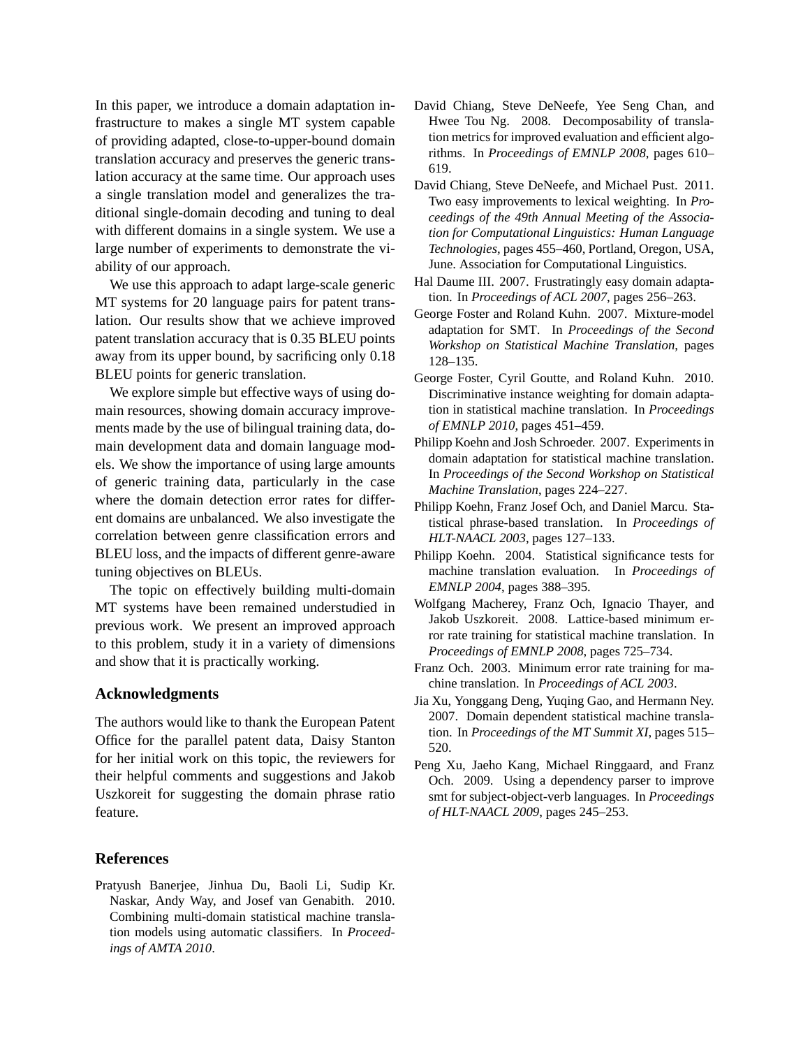In this paper, we introduce a domain adaptation infrastructure to makes a single MT system capable of providing adapted, close-to-upper-bound domain translation accuracy and preserves the generic translation accuracy at the same time. Our approach uses a single translation model and generalizes the traditional single-domain decoding and tuning to deal with different domains in a single system. We use a large number of experiments to demonstrate the viability of our approach.

We use this approach to adapt large-scale generic MT systems for 20 language pairs for patent translation. Our results show that we achieve improved patent translation accuracy that is 0.35 BLEU points away from its upper bound, by sacrificing only 0.18 BLEU points for generic translation.

We explore simple but effective ways of using domain resources, showing domain accuracy improvements made by the use of bilingual training data, domain development data and domain language models. We show the importance of using large amounts of generic training data, particularly in the case where the domain detection error rates for different domains are unbalanced. We also investigate the correlation between genre classification errors and BLEU loss, and the impacts of different genre-aware tuning objectives on BLEUs.

The topic on effectively building multi-domain MT systems have been remained understudied in previous work. We present an improved approach to this problem, study it in a variety of dimensions and show that it is practically working.

## Acknowledgments

The authors would like to thank the European Patent Office for the parallel patent data, Daisy Stanton for her initial work on this topic, the reviewers for their helpful comments and suggestions and Jakob Uszkoreit for suggesting the domain phrase ratio feature.

## References

Pratyush Banerjee, Jinhua Du, Baoli Li, Sudip Kr. Naskar, Andy Way, and Josef van Genabith. 2010. Combining multi-domain statistical machine translation models using automatic classifiers. In *Proceedings of AMTA 2010*.

David Chiang, Steve DeNeefe, Yee Seng Chan, and Hwee Tou Ng. 2008. Decomposability of translation metrics for improved evaluation and efficient algorithms. In *Proceedings of EMNLP 2008*, pages 610–619.

David Chiang, Steve DeNeefe, and Michael Pust. 2011. Two easy improvements to lexical weighting. In *Proceedings of the 49th Annual Meeting of the Association for Computational Linguistics: Human Language Technologies*, pages 455–460, Portland, Oregon, USA, June. Association for Computational Linguistics.

Hal Daume III. 2007. Frustratingly easy domain adaptation. In *Proceedings of ACL 2007*, pages 256–263.

George Foster and Roland Kuhn. 2007. Mixture-model adaptation for SMT. In *Proceedings of the Second Workshop on Statistical Machine Translation*, pages 128–135.

George Foster, Cyril Goutte, and Roland Kuhn. 2010. Discriminative instance weighting for domain adaptation in statistical machine translation. In *Proceedings of EMNLP 2010*, pages 451–459.

Philipp Koehn and Josh Schroeder. 2007. Experiments in domain adaptation for statistical machine translation. In *Proceedings of the Second Workshop on Statistical Machine Translation*, pages 224–227.

Philipp Koehn, Franz Josef Och, and Daniel Marcu. Statistical phrase-based translation. In *Proceedings of HLT-NAACL 2003*, pages 127–133.

Philipp Koehn. 2004. Statistical significance tests for machine translation evaluation. In *Proceedings of EMNLP 2004*, pages 388–395.

Wolfgang Macherey, Franz Och, Ignacio Thayer, and Jakob Uszkoreit. 2008. Lattice-based minimum error rate training for statistical machine translation. In *Proceedings of EMNLP 2008*, pages 725–734.

Franz Och. 2003. Minimum error rate training for machine translation. In *Proceedings of ACL 2003*.

Jia Xu, Yonggang Deng, Yuqing Gao, and Hermann Ney. 2007. Domain dependent statistical machine translation. In *Proceedings of the MT Summit XI*, pages 515–520.

Peng Xu, Jaeho Kang, Michael Ringgaard, and Franz Och. 2009. Using a dependency parser to improve smt for subject-object-verb languages. In *Proceedings of HLT-NAACL 2009*, pages 245–253.